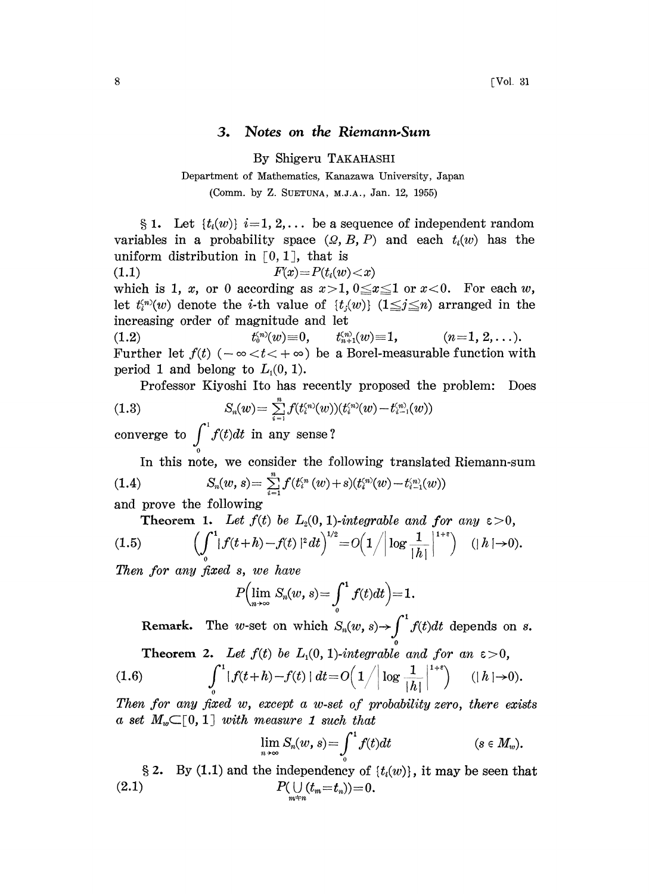# 3. Notes on the Riemann-Sum

By Shigeru TAKAHASHI

Department of Mathematics, Kanazawa University, Japan

(Comm. by Z. SUETUNA, M.J.A., Jan. 12, 1955)

§ 1. Let $\{t_i(w)\}$ $i=1, 2, \dots$ be a sequence of independent random variables in a probability space $(\Omega, B, P)$ and each $t_i(w)$ has the uniform distribution in $[0, 1]$, that is

$$F(x)=P(t_i(w)<x) \tag{1.1}$$

which is 1, $x$, or 0 according as $x>1$, $0\leqq x\leqq 1$ or $x<0$. For each $w$, let $t_i^{(n)}(w)$ denote the $i$-th value of $\{t_j(w)\}$ $(1\leqq j\leqq n)$ arranged in the increasing order of magnitude and let

$$t_0^{(n)}(w)\equiv 0, \qquad t_{n+1}^{(n)}(w)\equiv 1, \qquad (n=1, 2, \dots). \tag{1.2}$$

Further let $f(t)$ $(-\infty<t<+\infty)$ be a Borel-measurable function with period 1 and belong to $L_1(0, 1)$.

Professor Kiyoshi Ito has recently proposed the problem: Does

$$S_n(w)=\sum_{i=1}^{n} f(t_i^{(n)}(w))(t_i^{(n)}(w)-t_{i-1}^{(n)}(w)) \tag{1.3}$$

converge to $\int_0^1 f(t)dt$ in any sense?

In this note, we consider the following translated Riemann-sum

$$S_n(w, s)=\sum_{i=1}^{n} f(t_i^{(n)}(w)+s)(t_i^{(n)}(w)-t_{i-1}^{(n)}(w)) \tag{1.4}$$

and prove the following

**Theorem 1.** *Let $f(t)$ be $L_2(0, 1)$-integrable and for any $\varepsilon>0$,*

$$\Big(\int_0^1 |f(t+h)-f(t)|^2 dt\Big)^{1/2}=O\Big(1\Big/\Big|\log\frac{1}{|h|}\Big|^{1+\varepsilon}\Big) \quad (|h|\to 0). \tag{1.5}$$

*Then for any fixed $s$, we have*

$$P\Big(\lim_{n\to\infty} S_n(w, s)=\int_0^1 f(t)dt\Big)=1.$$

**Remark.** The $w$-set on which $S_n(w, s)\to\int_0^1 f(t)dt$ depends on $s$.

**Theorem 2.** *Let $f(t)$ be $L_1(0, 1)$-integrable and for an $\varepsilon>0$,*

$$\int_0^1 |f(t+h)-f(t)|\,dt=O\Big(1\Big/\Big|\log\frac{1}{|h|}\Big|^{1+\varepsilon}\Big) \quad (|h|\to 0). \tag{1.6}$$

*Then for any fixed $w$, except a $w$-set of probability zero, there exists a set $M_w\subset[0, 1]$ with measure 1 such that*

$$\lim_{n\to\infty} S_n(w, s)=\int_0^1 f(t)dt \qquad (s\in M_w).$$

§ 2. By (1.1) and the independency of $\{t_i(w)\}$, it may be seen that

$$P(\bigcup_{m\neq n}(t_m=t_n))=0. \tag{2.1}$$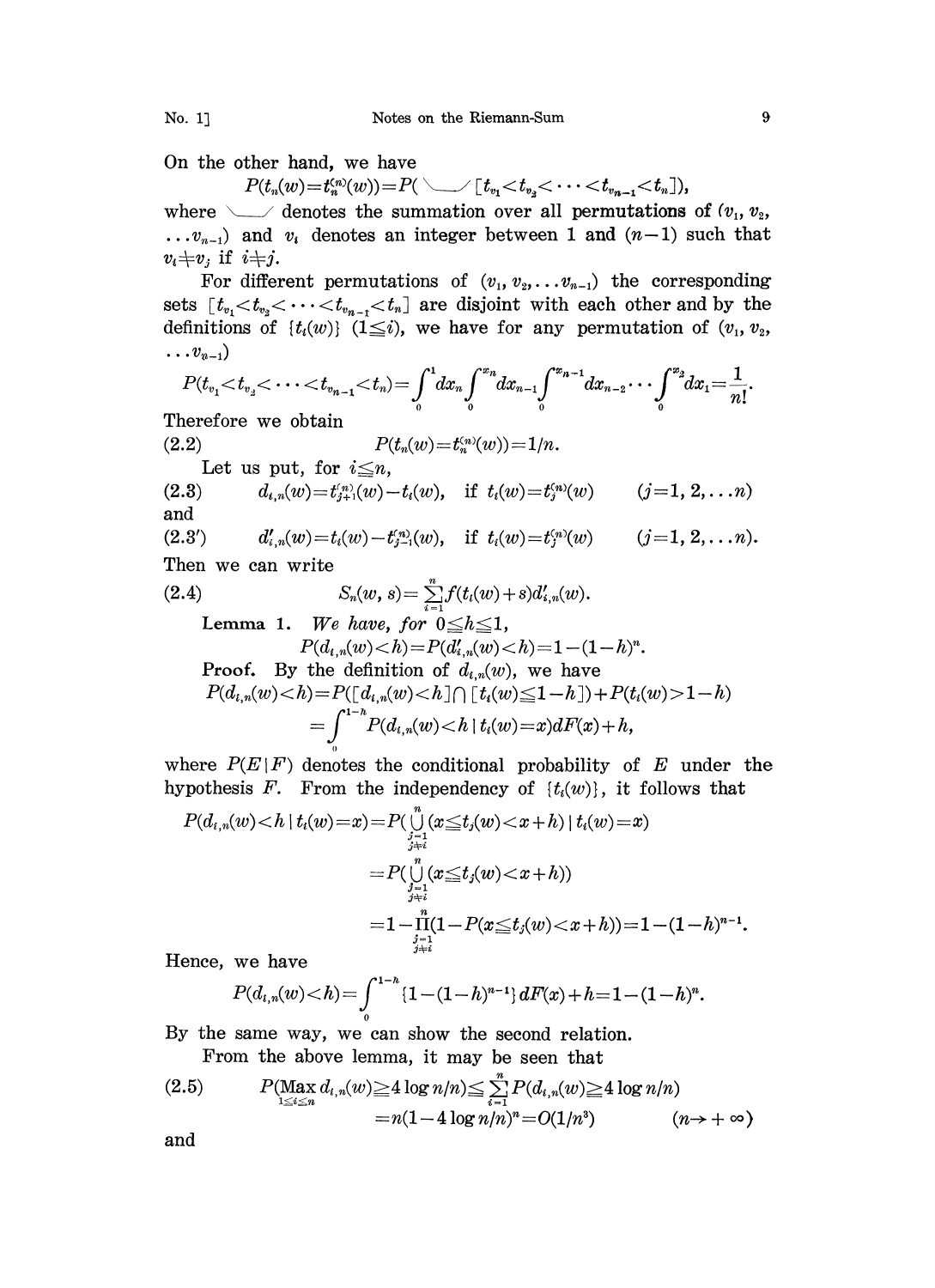On the other hand, we have

$$P(t_n(w)=t_n^{(n)}(w))=P(\smile[t_{v_1}<t_{v_2}<\cdots<t_{v_{n-1}}<t_n]),$$

where $\smile$ denotes the summation over all permutations of $(v_1, v_2, \ldots v_{n-1})$ and $v_i$ denotes an integer between 1 and $(n-1)$ such that $v_i \neq v_j$ if $i \neq j$.

For different permutations of $(v_1, v_2, \ldots v_{n-1})$ the corresponding sets $[t_{v_1}<t_{v_2}<\cdots<t_{v_{n-1}}<t_n]$ are disjoint with each other and by the definitions of $\{t_i(w)\}$ $(1 \leqq i)$, we have for any permutation of $(v_1, v_2, \ldots v_{n-1})$

$$P(t_{v_1}<t_{v_2}<\cdots<t_{v_{n-1}}<t_n)=\int_0^1 dx_n \int_0^{x_n} dx_{n-1} \int_0^{x_{n-1}} dx_{n-2} \cdots \int_0^{x_2} dx_1 = \frac{1}{n!}.$$

Therefore we obtain

$$P(t_n(w)=t_n^{(n)}(w))=1/n. \tag{2.2}$$

Let us put, for $i \leqq n$,

$$d_{i,n}(w)=t_{j+1}^{(n)}(w)-t_i(w), \quad \text{if } t_i(w)=t_j^{(n)}(w) \qquad (j=1, 2, \ldots n) \tag{2.3}$$

and

$$d'_{i,n}(w)=t_i(w)-t_{j-1}^{(n)}(w), \quad \text{if } t_i(w)=t_j^{(n)}(w) \qquad (j=1, 2, \ldots n). \tag{2.3'}$$

Then we can write

$$S_n(w, s)=\sum_{i=1}^{n} f(t_i(w)+s)d'_{i,n}(w). \tag{2.4}$$

**Lemma 1.** *We have, for* $0 \leqq h \leqq 1$,

$$P(d_{i,n}(w)<h)=P(d'_{i,n}(w)<h)=1-(1-h)^n.$$

**Proof.** By the definition of $d_{i,n}(w)$, we have

$$\begin{aligned} P(d_{i,n}(w)<h) &= P([d_{i,n}(w)<h] \cap [t_i(w) \leqq 1-h]) + P(t_i(w)>1-h) \\ &= \int_0^{1-h} P(d_{i,n}(w)<h \mid t_i(w)=x)dF(x)+h, \end{aligned}$$

where $P(E \mid F)$ denotes the conditional probability of $E$ under the hypothesis $F$. From the independency of $\{t_i(w)\}$, it follows that

$$\begin{aligned} P(d_{i,n}(w)<h \mid t_i(w)=x) &= P(\bigcup_{\substack{j=1 \\ j \neq i}}^{n} (x \leqq t_j(w)<x+h) \mid t_i(w)=x) \\ &= P(\bigcup_{\substack{j=1 \\ j \neq i}}^{n} (x \leqq t_j(w)<x+h)) \\ &= 1-\prod_{\substack{j=1 \\ j \neq i}}^{n}(1-P(x \leqq t_j(w)<x+h))=1-(1-h)^{n-1}. \end{aligned}$$

Hence, we have

$$P(d_{i,n}(w)<h)=\int_0^{1-h} \{1-(1-h)^{n-1}\} dF(x)+h=1-(1-h)^n.$$

By the same way, we can show the second relation.

From the above lemma, it may be seen that

$$\begin{aligned} P(\max_{1 \leqq i \leqq n} d_{i,n}(w) \geqq 4 \log n/n) &\leqq \sum_{i=1}^{n} P(d_{i,n}(w) \geqq 4 \log n/n) \\ &= n(1-4 \log n/n)^n = O(1/n^3) \qquad (n \to +\infty) \end{aligned} \tag{2.5}$$

and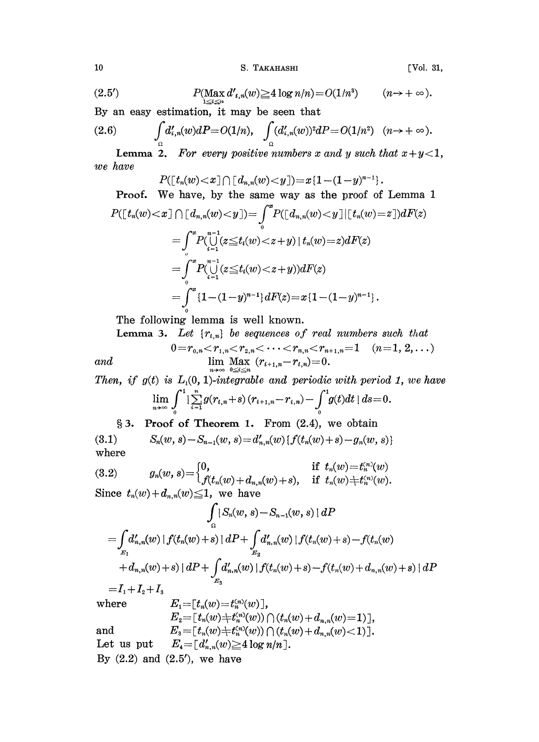$$(2.5') \qquad P(\max_{1\leq i\leq n} d'_{i,n}(w) \geq 4\log n/n) = O(1/n^3) \qquad (n\to+\infty).$$

By an easy estimation, it may be seen that

$$(2.6) \qquad \int_\Omega d'_{i,n}(w)dP = O(1/n), \quad \int_\Omega (d'_{i,n}(w))^2 dP = O(1/n^2) \quad (n\to+\infty).$$

**Lemma 2.** *For every positive numbers $x$ and $y$ such that $x+y<1$, we have*

$$P([t_n(w)<x]\cap[d_{n,n}(w)<y]) = x\{1-(1-y)^{n-1}\}.$$

**Proof.** We have, by the same way as the proof of Lemma 1

$$\begin{aligned}
P([t_n(w)<x]\cap[d_{n,n}(w)<y]) &= \int_0^x P([d_{n,n}(w)<y]\,|\,[t_n(w)=z])dF(z)\\
&= \int_0^x P(\bigcup_{i=1}^{n-1}(z\leq t_i(w)<z+y)\,|\,t_n(w)=z)dF(z)\\
&= \int_0^x P(\bigcup_{i=1}^{n-1}(z\leq t_i(w)<z+y))dF(z)\\
&= \int_0^x \{1-(1-y)^{n-1}\}dF(z) = x\{1-(1-y)^{n-1}\}.
\end{aligned}$$

The following lemma is well known.

**Lemma 3.** *Let $\{r_{i,n}\}$ be sequences of real numbers such that*

$$0=r_{0,n}<r_{1,n}<r_{2,n}<\cdots<r_{n,n}<r_{n+1,n}=1 \quad (n=1,2,\ldots)$$

*and*

$$\lim_{n\to\infty}\max_{0\leq i\leq n}(r_{i+1,n}-r_{i,n})=0.$$

*Then, if $g(t)$ is $L_1(0,1)$-integrable and periodic with period 1, we have*

$$\lim_{n\to\infty}\int_0^1 \Big|\sum_{i=1}^n g(r_{i,n}+s)(r_{i+1,n}-r_{i,n}) - \int_0^1 g(t)dt\Big|\,ds = 0.$$

## § 3. Proof of Theorem 1.

From (2.4), we obtain

$$(3.1) \qquad S_n(w,s)-S_{n-1}(w,s) = d'_{n,n}(w)\{f(t_n(w)+s)-g_n(w,s)\}$$

where

$$(3.2) \qquad g_n(w,s)=\begin{cases}0, & \text{if } t_n(w)=t_n^{(n)}(w)\\ f(t_n(w)+d_{n,n}(w)+s), & \text{if } t_n(w)\neq t_n^{(n)}(w).\end{cases}$$

Since $t_n(w)+d_{n,n}(w)\leq 1$, we have

$$\begin{aligned}
&\int_\Omega |S_n(w,s)-S_{n-1}(w,s)|\,dP\\
&= \int_{E_1} d'_{n,n}(w)\,|f(t_n(w)+s)|\,dP + \int_{E_2} d'_{n,n}(w)\,|f(t_n(w)+s)-f(t_n(w)\\
&\quad + d_{n,n}(w)+s)|\,dP + \int_{E_3} d'_{n,n}(w)\,|f(t_n(w)+s)-f(t_n(w)+d_{n,n}(w)+s)|\,dP\\
&= I_1+I_2+I_3
\end{aligned}$$

where

$$E_1=[t_n(w)=t_n^{(n)}(w)],$$
$$E_2=[t_n(w)\neq t_n^{(n)}(w))\cap(t_n(w)+d_{n,n}(w)=1)],$$

and

$$E_3=[t_n(w)\neq t_n^{(n)}(w))\cap(t_n(w)+d_{n,n}(w)<1)].$$

Let us put $E_4=[d'_{n,n}(w)\geq 4\log n/n]$.

By (2.2) and (2.5′), we have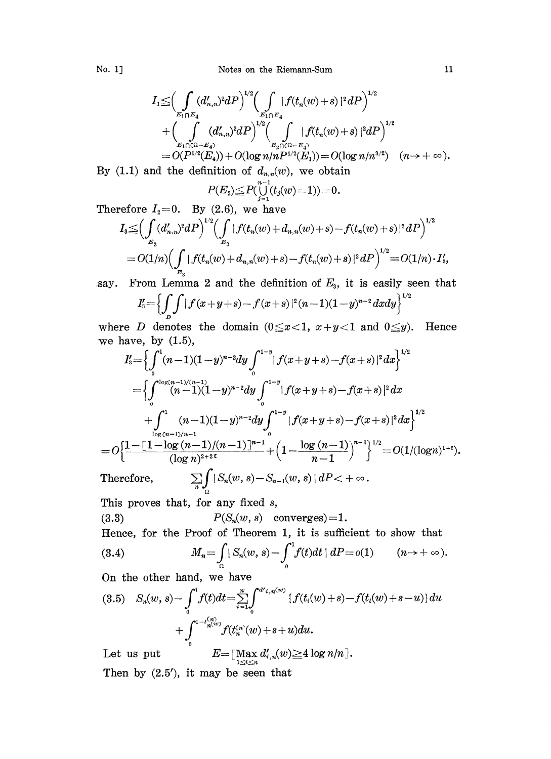$$I_1 \leqq \Big( \int_{E_1 \cap E_4} (d'_{n,n})^2 dP \Big)^{1/2} \Big( \int_{E_1 \cap E_4} |f(t_n(w)+s)|^2 dP \Big)^{1/2}$$
$$+ \Big( \int_{E_1 \cap (\Omega - E_4)} (d'_{n,n})^2 dP \Big)^{1/2} \Big( \int_{E_2 \cap (\Omega - E_4)} |f(t_n(w)+s)|^2 dP \Big)^{1/2}$$
$$= O(P^{1/2}(E_4)) + O(\log n / n P^{1/2}(E_1)) = O(\log n / n^{3/2}) \quad (n \to +\infty).$$

By (1.1) and the definition of $d_{n,n}(w)$, we obtain

$$P(E_2) \leqq P(\bigcup_{j=1}^{n-1} (t_j(w)=1)) = 0.$$

Therefore $I_2 = 0$. By (2.6), we have

$$I_3 \leqq \Big( \int_{E_3} (d'_{n,n})^2 dP \Big)^{1/2} \Big( \int_{E_3} |f(t_n(w)+d_{n,n}(w)+s) - f(t_n(w)+s)|^2 dP \Big)^{1/2}$$
$$= O(1/n) \Big( \int_{E_3} |f(t_n(w)+d_{n,n}(w)+s) - f(t_n(w)+s)|^2 dP \Big)^{1/2} \equiv O(1/n) \cdot I'_3,$$

say. From Lemma 2 and the definition of $E_3$, it is easily seen that

$$I'_3 = \Big\{ \iint_D |f(x+y+s) - f(x+s)|^2 (n-1)(1-y)^{n-2} dx dy \Big\}^{1/2}$$

where $D$ denotes the domain ($0 \leqq x < 1$, $x+y<1$ and $0 \leqq y$). Hence we have, by (1.5),

$$I'_3 = \Big\{ \int_0^1 (n-1)(1-y)^{n-2} dy \int_0^{1-y} |f(x+y+s) - f(x+s)|^2 dx \Big\}^{1/2}$$
$$= \Big\{ \int_0^{\log(n-1)/(n-1)} (n-1)(1-y)^{n-2} dy \int_0^{1-y} |f(x+y+s) - f(x+s)|^2 dx$$
$$+ \int_{\log(n-1)/n-1}^1 (n-1)(1-y)^{n-2} dy \int_0^{1-y} |f(x+y+s) - f(x+s)|^2 dx \Big\}^{1/2}$$
$$= O\Big\{ \frac{1 - [1 - \log(n-1)/(n-1)]^{n-1}}{(\log n)^{2+2\varepsilon}} + \Big(1 - \frac{\log(n-1)}{n-1}\Big)^{n-1} \Big\}^{1/2} = O(1/(\log n)^{1+\varepsilon}).$$

Therefore, $\qquad \sum_n \int_\Omega |S_n(w,s) - S_{n-1}(w,s)| dP < +\infty.$

This proves that, for any fixed $s$,

$$(3.3) \qquad P(S_n(w,s) \ \text{converges}) = 1.$$

Hence, for the Proof of Theorem 1, it is sufficient to show that

$$(3.4) \qquad M_n = \int_\Omega | S_n(w,s) - \int_0^1 f(t) dt | dP = o(1) \qquad (n \to +\infty).$$

On the other hand, we have

$$(3.5) \quad S_n(w,s) - \int_0^1 f(t) dt = \sum_{i=1}^{n} \int_0^{d'_{i,n}(w)} \{ f(t_i(w)+s) - f(t_i(w)+s-u) \} du$$
$$+ \int_0^{1-t_n^{(n)}(w)} f(t_n^{(n)}(w)+s+u) du.$$

Let us put $\qquad E = [\operatorname*{Max}_{1 \leqq i \leqq n} d'_{i,n}(w) \geqq 4 \log n / n].$

Then by (2.5′), it may be seen that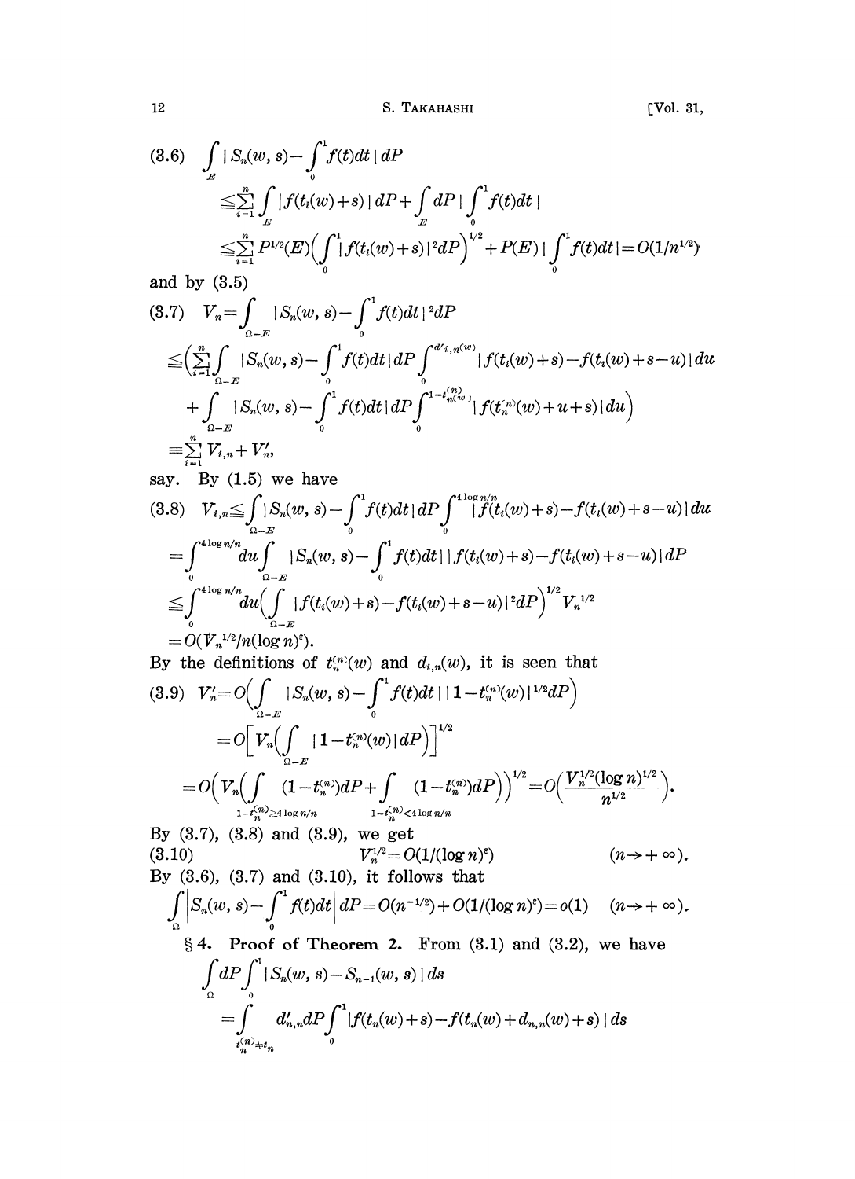$$(3.6)\quad \int_E |S_n(w,s)-\int_0^1 f(t)dt|\,dP$$

$$\leqq \sum_{i=1}^n \int_E |f(t_i(w)+s)|\,dP+\int_E dP\,|\int_0^1 f(t)dt|$$

$$\leqq \sum_{i=1}^n P^{1/2}(E)\Big(\int_0^1 |f(t_i(w)+s)|^2 dP\Big)^{1/2}+P(E)\,|\int_0^1 f(t)dt|=O(1/n^{1/2})$$

and by (3.5)

$$(3.7)\quad V_n=\int_{\Omega-E} |S_n(w,s)-\int_0^1 f(t)dt|^2 dP$$

$$\leqq\Big(\sum_{i=1}^n\int_{\Omega-E} |S_n(w,s)-\int_0^1 f(t)dt|\,dP\int_0^{d'_{i,n}(w)}|f(t_i(w)+s)-f(t_i(w)+s-u)|\,du$$

$$+\int_{\Omega-E} |S_n(w,s)-\int_0^1 f(t)dt|\,dP\int_0^{1-t_n^{(n)}(w)}|f(t_n^{(n)}(w)+u+s)|\,du\Big)$$

$$=\sum_{i=1}^n V_{i,n}+V'_n,$$

say. By (1.5) we have

$$(3.8)\quad V_{i,n}\leqq\int_{\Omega-E}|S_n(w,s)-\int_0^1 f(t)dt|\,dP\int_0^{4\log n/n}|f(t_i(w)+s)-f(t_i(w)+s-u)|\,du$$

$$=\int_0^{4\log n/n}du\int_{\Omega-E}|S_n(w,s)-\int_0^1 f(t)dt|\,|f(t_i(w)+s)-f(t_i(w)+s-u)|\,dP$$

$$\leqq\int_0^{4\log n/n}du\Big(\int_{\Omega-E}|f(t_i(w)+s)-f(t_i(w)+s-u)|^2dP\Big)^{1/2}V_n^{1/2}$$

$$=O(V_n^{1/2}/n(\log n)^{\varepsilon}).$$

By the definitions of $t_n^{(n)}(w)$ and $d_{i,n}(w)$, it is seen that

$$(3.9)\quad V'_n=O\Big(\int_{\Omega-E}|S_n(w,s)-\int_0^1 f(t)dt|\,|1-t_n^{(n)}(w)|^{1/2}dP\Big)$$

$$=O\Big[V_n\Big(\int_{\Omega-E}|1-t_n^{(n)}(w)|\,dP\Big)\Big]^{1/2}$$

$$=O\Big(V_n\Big(\int_{1-t_n^{(n)}\geqq 4\log n/n}(1-t_n^{(n)})dP+\int_{1-t_n^{(n)}<4\log n/n}(1-t_n^{(n)})dP\Big)\Big)^{1/2}=O\Big(\frac{V_n^{1/2}(\log n)^{1/2}}{n^{1/2}}\Big).$$

By (3.7), (3.8) and (3.9), we get

$$(3.10)\qquad V_n^{1/2}=O(1/(\log n)^{\varepsilon})\qquad (n\to+\infty).$$

By (3.6), (3.7) and (3.10), it follows that

$$\int_\Omega\Big|S_n(w,s)-\int_0^1 f(t)dt\Big|\,dP=O(n^{-1/2})+O(1/(\log n)^{\varepsilon})=o(1)\quad (n\to+\infty).$$

## § 4. Proof of Theorem 2.

From (3.1) and (3.2), we have

$$\int_\Omega dP\int_0^1|S_n(w,s)-S_{n-1}(w,s)|\,ds$$

$$=\int_{t_n^{(n)}\neq t_n} d'_{n,n}dP\int_0^1|f(t_n(w)+s)-f(t_n(w)+d_{n,n}(w)+s)|\,ds$$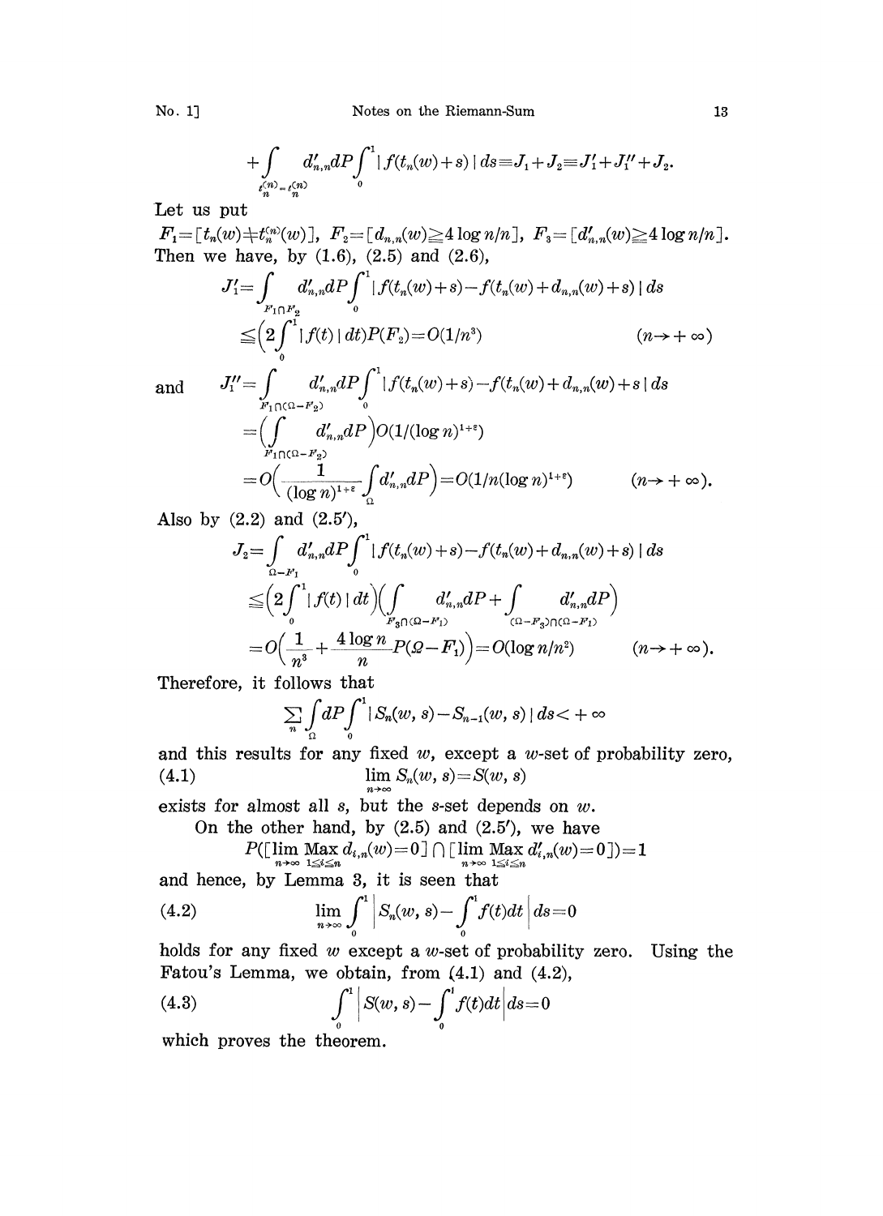$$+\int_{t_n^{(n)}=t_n^{(n)}} d'_{n,n}dP\int_0^1 |f(t_n(w)+s)|\,ds \equiv J_1+J_2 \equiv J_1'+J_1''+J_2.$$

Let us put

$F_1=[t_n(w)\neq t_n^{(n)}(w)]$, $F_2=[d_{n,n}(w)\geqq 4\log n/n]$, $F_3=[d'_{n,n}(w)\geqq 4\log n/n]$.

Then we have, by (1.6), (2.5) and (2.6),

$$J_1'=\int_{F_1\cap F_2} d'_{n,n}dP\int_0^1 |f(t_n(w)+s)-f(t_n(w)+d_{n,n}(w)+s)|\,ds$$

$$\leqq\Bigl(2\int_0^1 |f(t)|\,dt\Bigr)P(F_2)=O(1/n^3) \qquad (n\to+\infty)$$

and

$$J_1''=\int_{F_1\cap(\Omega-F_2)} d'_{n,n}dP\int_0^1 |f(t_n(w)+s)-f(t_n(w)+d_{n,n}(w)+s|\,ds$$

$$=\Bigl(\int_{F_1\cap(\Omega-F_2)} d'_{n,n}dP\Bigr)O(1/(\log n)^{1+\varepsilon})$$

$$=O\Bigl(\frac{1}{(\log n)^{1+\varepsilon}}\int_\Omega d'_{n,n}dP\Bigr)=O(1/n(\log n)^{1+\varepsilon}) \qquad (n\to+\infty).$$

Also by (2.2) and (2.5'),

$$J_2=\int_{\Omega-F_1} d'_{n,n}dP\int_0^1 |f(t_n(w)+s)-f(t_n(w)+d_{n,n}(w)+s)|\,ds$$

$$\leqq\Bigl(2\int_0^1 |f(t)|\,dt\Bigr)\Bigl(\int_{F_3\cap(\Omega-F_1)} d'_{n,n}dP+\int_{(\Omega-F_3)\cap(\Omega-F_1)} d'_{n,n}dP\Bigr)$$

$$=O\Bigl(\frac{1}{n^3}+\frac{4\log n}{n}P(\Omega-F_1)\Bigr)=O(\log n/n^2) \qquad (n\to+\infty).$$

Therefore, it follows that

$$\sum_n\int_\Omega dP\int_0^1 |S_n(w,s)-S_{n-1}(w,s)|\,ds<+\infty$$

and this results for any fixed $w$, except a $w$-set of probability zero,

$$\lim_{n\to\infty} S_n(w,s)=S(w,s) \tag{4.1}$$

exists for almost all $s$, but the $s$-set depends on $w$.

On the other hand, by (2.5) and (2.5'), we have

$$P([\lim_{n\to\infty}\max_{1\leqq i\leqq n} d_{i,n}(w)=0]\cap[\lim_{n\to\infty}\max_{1\leqq i\leqq n} d'_{i,n}(w)=0])=1$$

and hence, by Lemma 3, it is seen that

$$\lim_{n\to\infty}\int_0^1 \Bigl|S_n(w,s)-\int_0^1 f(t)dt\Bigr|\,ds=0 \tag{4.2}$$

holds for any fixed $w$ except a $w$-set of probability zero. Using the Fatou's Lemma, we obtain, from (4.1) and (4.2),

$$\int_0^1 \Bigl|S(w,s)-\int_0^1 f(t)dt\Bigr|\,ds=0 \tag{4.3}$$

which proves the theorem.